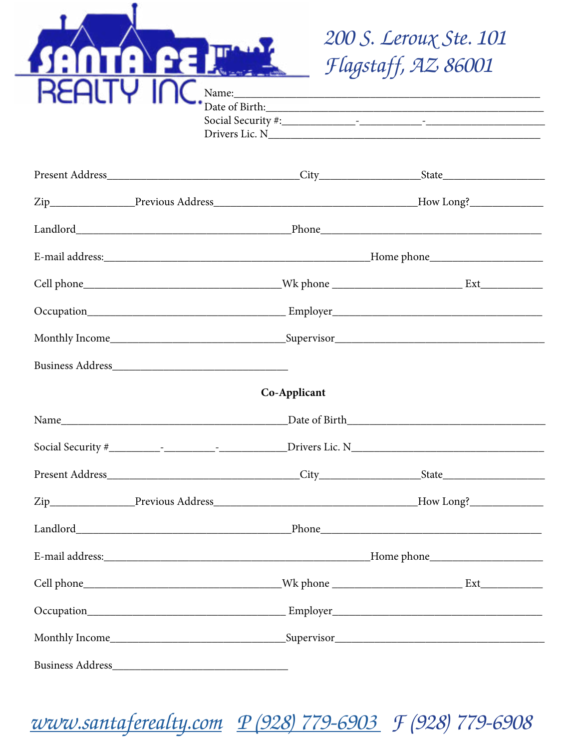# SANTA FE REALTY INC.

*200 S. Leroux Ste. 101*
*Flagstaff, AZ 86001*

Name:_______________________________________________
Date of Birth:__________________________________________
Social Security #:____________-__________-__________________
Drivers Lic. N__________________________________________

Present Address_______________________________City________________State________________

Zip_____________Previous Address________________________________How Long?___________

Landlord______________________________________Phone______________________________________

E-mail address:_______________________________________________Home phone_________________

Cell phone__________________________________Wk phone _____________________ Ext__________

Occupation__________________________________ Employer___________________________________

Monthly Income_____________________________Supervisor____________________________________

Business Address______________________________

**Co-Applicant**

Name_________________________________________Date of Birth__________________________________

Social Security #_________-_________-___________Drivers Lic. N_______________________________

Present Address_______________________________City________________State________________

Zip_____________Previous Address________________________________How Long?___________

Landlord______________________________________Phone______________________________________

E-mail address:_______________________________________________Home phone_________________

Cell phone__________________________________Wk phone _____________________ Ext__________

Occupation__________________________________ Employer___________________________________

Monthly Income_____________________________Supervisor____________________________________

Business Address______________________________

*www.santaferealty.com  P (928) 779-6903  F (928) 779-6908*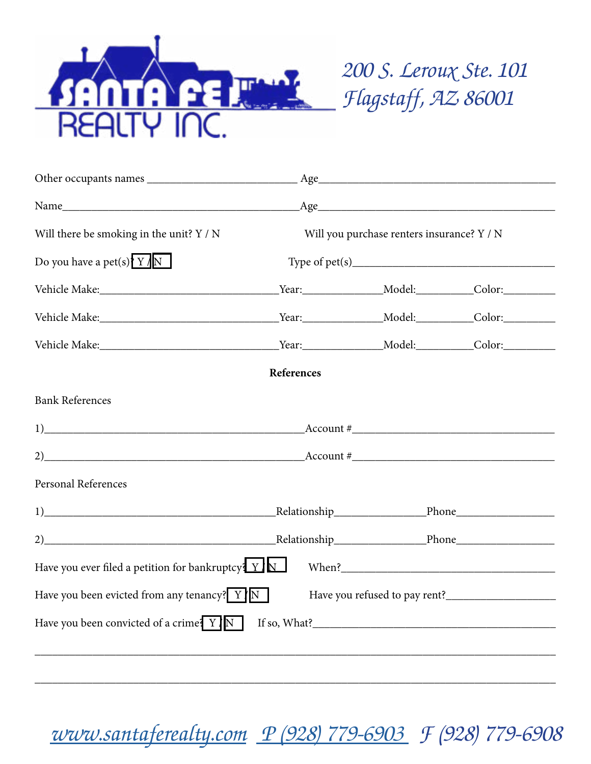Santa Fe Realty Inc.

*200 S. Leroux Ste. 101*
*Flagstaff, AZ 86001*

Other occupants names __________________________ Age_________________________________________

Name_________________________________________Age_________________________________________

Will there be smoking in the unit? Y / N Will you purchase renters insurance? Y / N

Do you have a pet(s)? Y / N Type of pet(s)____________________________________

Vehicle Make:_______________________________Year:_____________Model:_________Color:_________

Vehicle Make:_______________________________Year:_____________Model:_________Color:_________

Vehicle Make:_______________________________Year:_____________Model:_________Color:_________

**References**

Bank References

1)_____________________________________________Account #____________________________________

2)_____________________________________________Account #____________________________________

Personal References

1)________________________________________Relationship_______________Phone_________________

2)________________________________________Relationship_______________Phone_________________

Have you ever filed a petition for bankruptcy? Y / N When?_______________________________________

Have you been evicted from any tenancy? Y / N Have you refused to pay rent?___________________

Have you been convicted of a crime? Y / N If so, What?___________________________________________

_____________________________________________________________________________________________

_____________________________________________________________________________________________

www.santaferealty.com P (928) 779-6903 F (928) 779-6908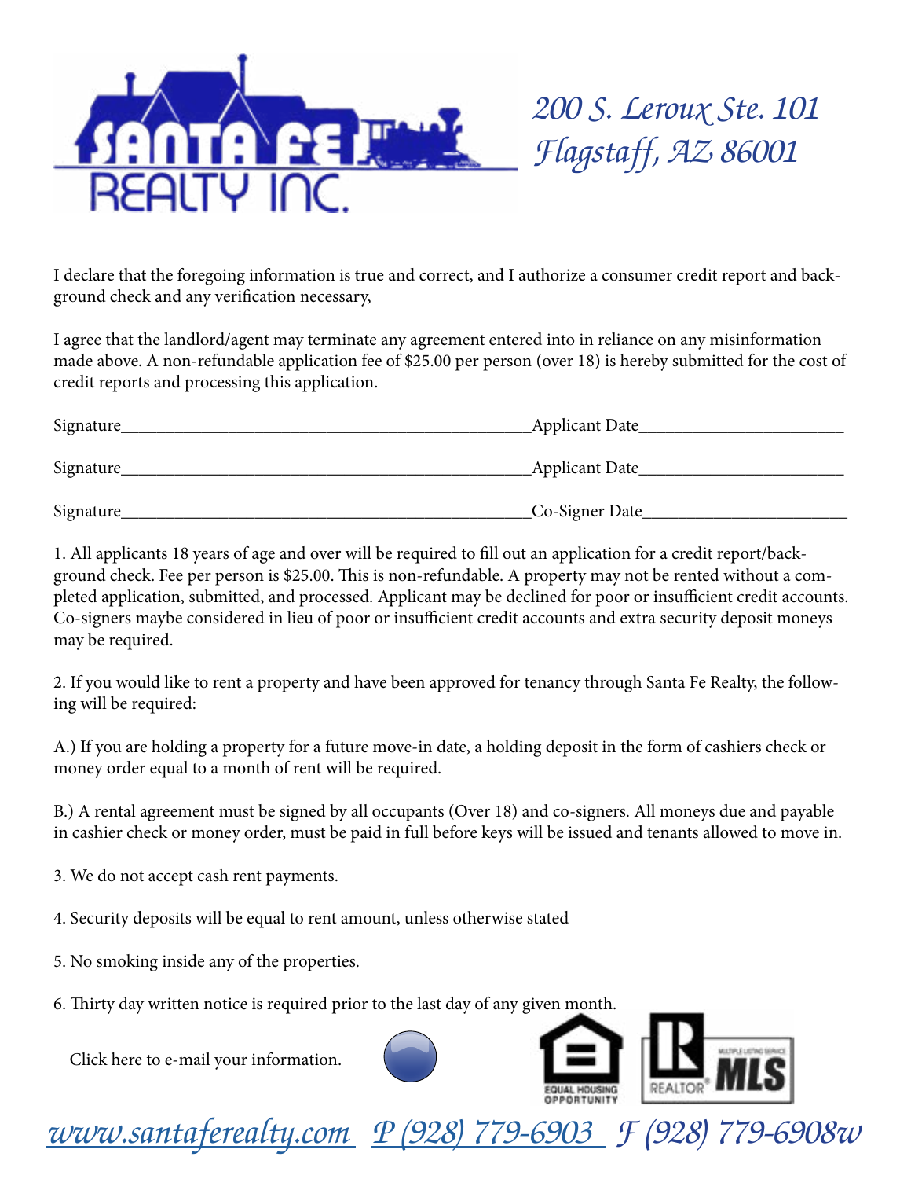SANTA FE REALTY INC.

*200 S. Leroux Ste. 101*
*Flagstaff, AZ 86001*

I declare that the foregoing information is true and correct, and I authorize a consumer credit report and background check and any verification necessary,

I agree that the landlord/agent may terminate any agreement entered into in reliance on any misinformation made above. A non-refundable application fee of $25.00 per person (over 18) is hereby submitted for the cost of credit reports and processing this application.

Signature_______________________________________________Applicant Date______________________

Signature_______________________________________________Applicant Date______________________

Signature_______________________________________________Co-Signer Date______________________

1. All applicants 18 years of age and over will be required to fill out an application for a credit report/background check. Fee per person is $25.00. This is non-refundable. A property may not be rented without a completed application, submitted, and processed. Applicant may be declined for poor or insufficient credit accounts. Co-signers maybe considered in lieu of poor or insufficient credit accounts and extra security deposit moneys may be required.

2. If you would like to rent a property and have been approved for tenancy through Santa Fe Realty, the following will be required:

A.) If you are holding a property for a future move-in date, a holding deposit in the form of cashiers check or money order equal to a month of rent will be required.

B.) A rental agreement must be signed by all occupants (Over 18) and co-signers. All moneys due and payable in cashier check or money order, must be paid in full before keys will be issued and tenants allowed to move in.

3. We do not accept cash rent payments.

4. Security deposits will be equal to rent amount, unless otherwise stated

5. No smoking inside any of the properties.

6. Thirty day written notice is required prior to the last day of any given month.

Click here to e-mail your information.

EQUAL HOUSING OPPORTUNITY

REALTOR® MULTIPLE LISTING SERVICE MLS

*www.santaferealty.com P (928) 779-6903 F (928) 779-6908w*